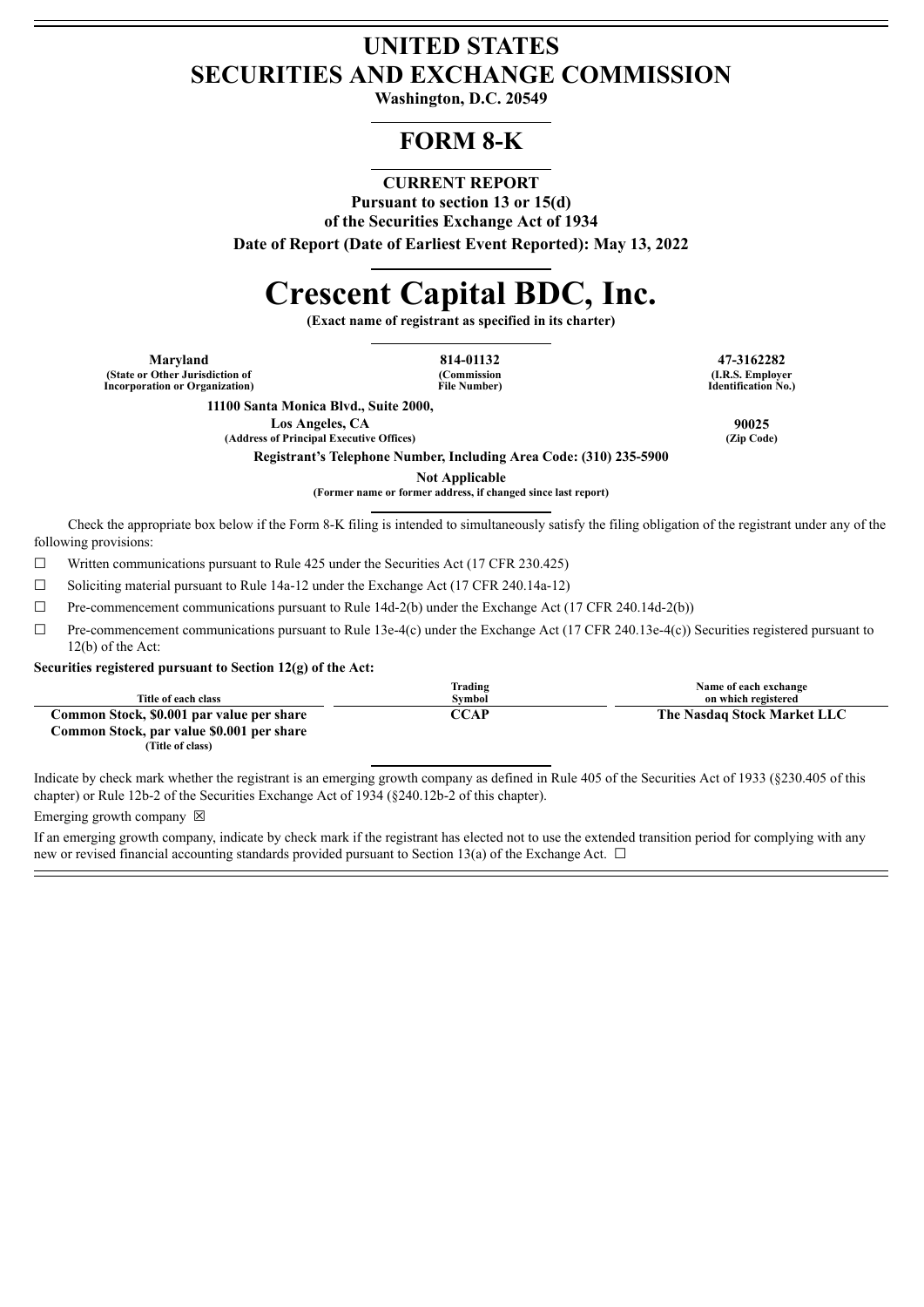# UNITED STATES
# SECURITIES AND EXCHANGE COMMISSION

**Washington, D.C. 20549**

## FORM 8-K

**CURRENT REPORT**

**Pursuant to section 13 or 15(d)**
**of the Securities Exchange Act of 1934**

**Date of Report (Date of Earliest Event Reported): May 13, 2022**

# Crescent Capital BDC, Inc.

**(Exact name of registrant as specified in its charter)**

| Maryland | 814-01132 | 47-3162282 |
|---|---|---|
| (State or Other Jurisdiction of Incorporation or Organization) | (Commission File Number) | (I.R.S. Employer Identification No.) |

| 11100 Santa Monica Blvd., Suite 2000, Los Angeles, CA | 90025 |
|---|---|
| (Address of Principal Executive Offices) | (Zip Code) |

**Registrant's Telephone Number, Including Area Code: (310) 235-5900**

**Not Applicable**
**(Former name or former address, if changed since last report)**

Check the appropriate box below if the Form 8-K filing is intended to simultaneously satisfy the filing obligation of the registrant under any of the following provisions:

☐ Written communications pursuant to Rule 425 under the Securities Act (17 CFR 230.425)

☐ Soliciting material pursuant to Rule 14a-12 under the Exchange Act (17 CFR 240.14a-12)

☐ Pre-commencement communications pursuant to Rule 14d-2(b) under the Exchange Act (17 CFR 240.14d-2(b))

☐ Pre-commencement communications pursuant to Rule 13e-4(c) under the Exchange Act (17 CFR 240.13e-4(c)) Securities registered pursuant to 12(b) of the Act:

**Securities registered pursuant to Section 12(g) of the Act:**

| Title of each class | Trading Symbol | Name of each exchange on which registered |
|---|---|---|
| **Common Stock, $0.001 par value per share** | **CCAP** | **The Nasdaq Stock Market LLC** |

**Common Stock, par value $0.001 per share**
**(Title of class)**

Indicate by check mark whether the registrant is an emerging growth company as defined in Rule 405 of the Securities Act of 1933 (§230.405 of this chapter) or Rule 12b-2 of the Securities Exchange Act of 1934 (§240.12b-2 of this chapter).

Emerging growth company ☒

If an emerging growth company, indicate by check mark if the registrant has elected not to use the extended transition period for complying with any new or revised financial accounting standards provided pursuant to Section 13(a) of the Exchange Act. ☐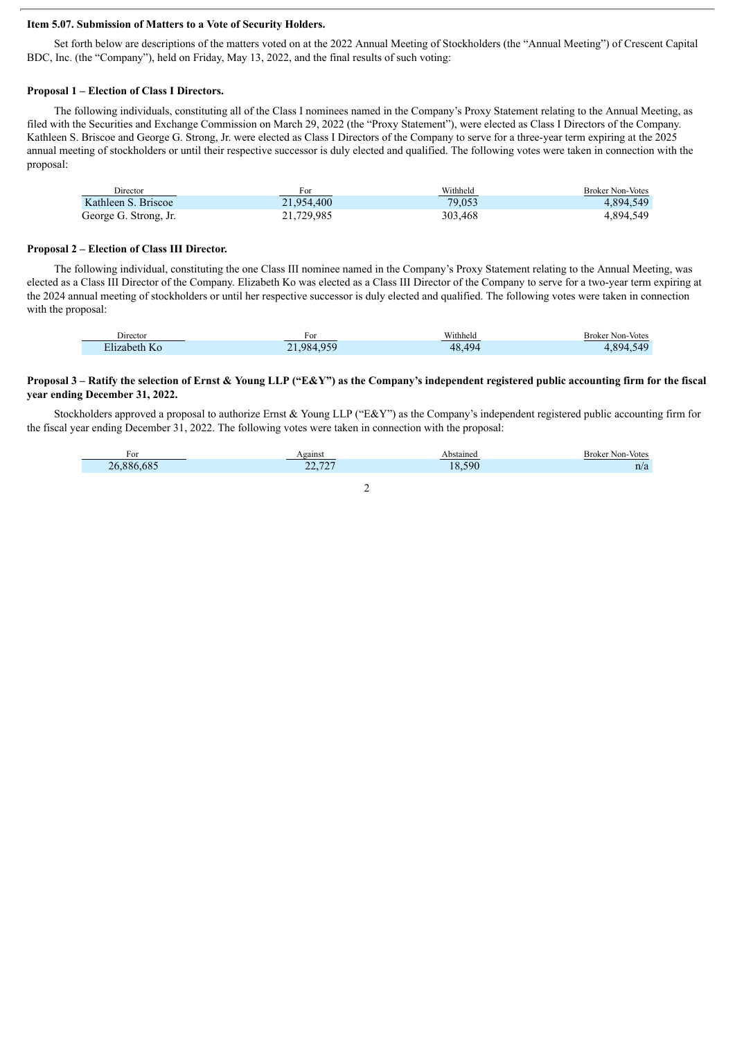**Item 5.07. Submission of Matters to a Vote of Security Holders.**

Set forth below are descriptions of the matters voted on at the 2022 Annual Meeting of Stockholders (the "Annual Meeting") of Crescent Capital BDC, Inc. (the "Company"), held on Friday, May 13, 2022, and the final results of such voting:

**Proposal 1 – Election of Class I Directors.**

The following individuals, constituting all of the Class I nominees named in the Company's Proxy Statement relating to the Annual Meeting, as filed with the Securities and Exchange Commission on March 29, 2022 (the "Proxy Statement"), were elected as Class I Directors of the Company. Kathleen S. Briscoe and George G. Strong, Jr. were elected as Class I Directors of the Company to serve for a three-year term expiring at the 2025 annual meeting of stockholders or until their respective successor is duly elected and qualified. The following votes were taken in connection with the proposal:

| Director | For | Withheld | Broker Non-Votes |
|---|---|---|---|
| Kathleen S. Briscoe | 21,954,400 | 79,053 | 4,894,549 |
| George G. Strong, Jr. | 21,729,985 | 303,468 | 4,894,549 |

**Proposal 2 – Election of Class III Director.**

The following individual, constituting the one Class III nominee named in the Company's Proxy Statement relating to the Annual Meeting, was elected as a Class III Director of the Company. Elizabeth Ko was elected as a Class III Director of the Company to serve for a two-year term expiring at the 2024 annual meeting of stockholders or until her respective successor is duly elected and qualified. The following votes were taken in connection with the proposal:

| Director | For | Withheld | Broker Non-Votes |
|---|---|---|---|
| Elizabeth Ko | 21,984,959 | 48,494 | 4,894,549 |

**Proposal 3 – Ratify the selection of Ernst & Young LLP ("E&Y") as the Company's independent registered public accounting firm for the fiscal year ending December 31, 2022.**

Stockholders approved a proposal to authorize Ernst & Young LLP ("E&Y") as the Company's independent registered public accounting firm for the fiscal year ending December 31, 2022. The following votes were taken in connection with the proposal:

| For | Against | Abstained | Broker Non-Votes |
|---|---|---|---|
| 26,886,685 | 22,727 | 18,590 | n/a |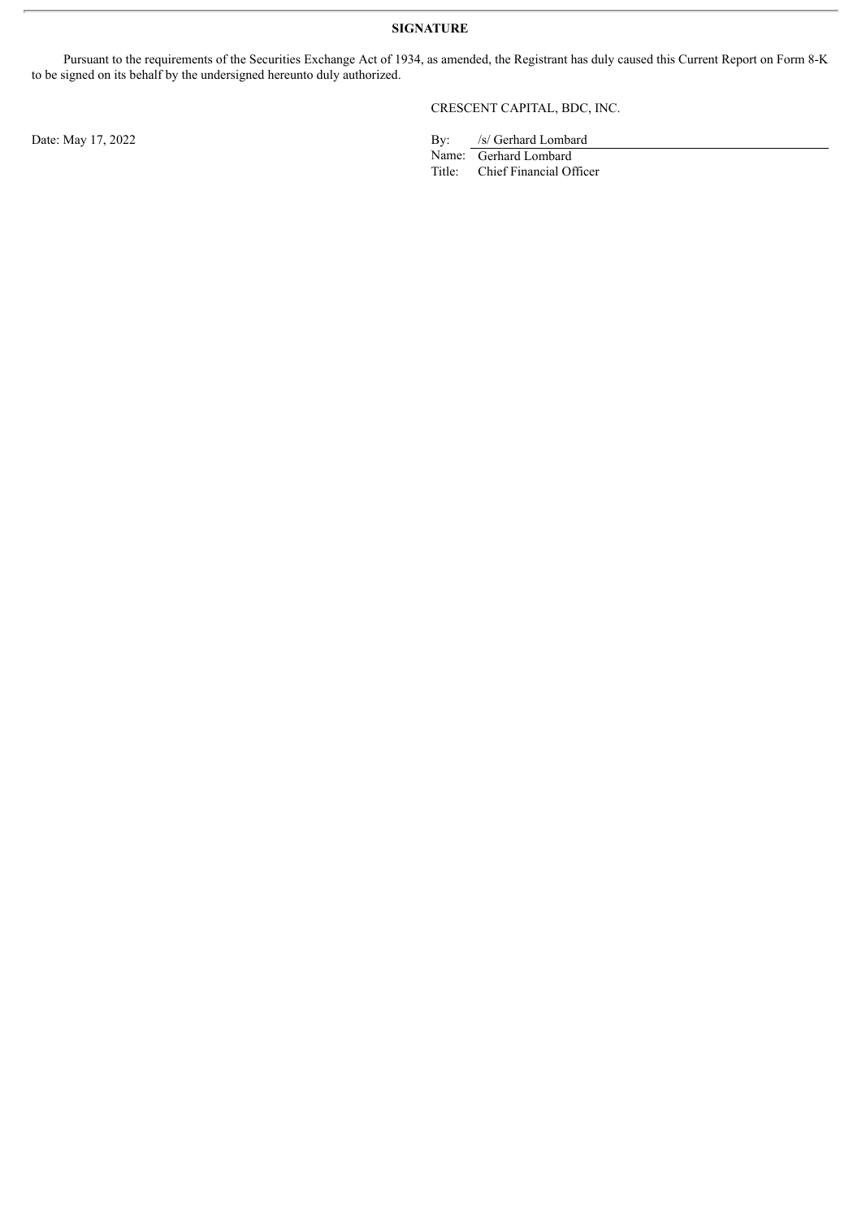**SIGNATURE**

Pursuant to the requirements of the Securities Exchange Act of 1934, as amended, the Registrant has duly caused this Current Report on Form 8-K to be signed on its behalf by the undersigned hereunto duly authorized.

CRESCENT CAPITAL, BDC, INC.

Date: May 17, 2022

| | |
|---|---|
| By: | /s/ Gerhard Lombard |
| Name: | Gerhard Lombard |
| Title: | Chief Financial Officer |